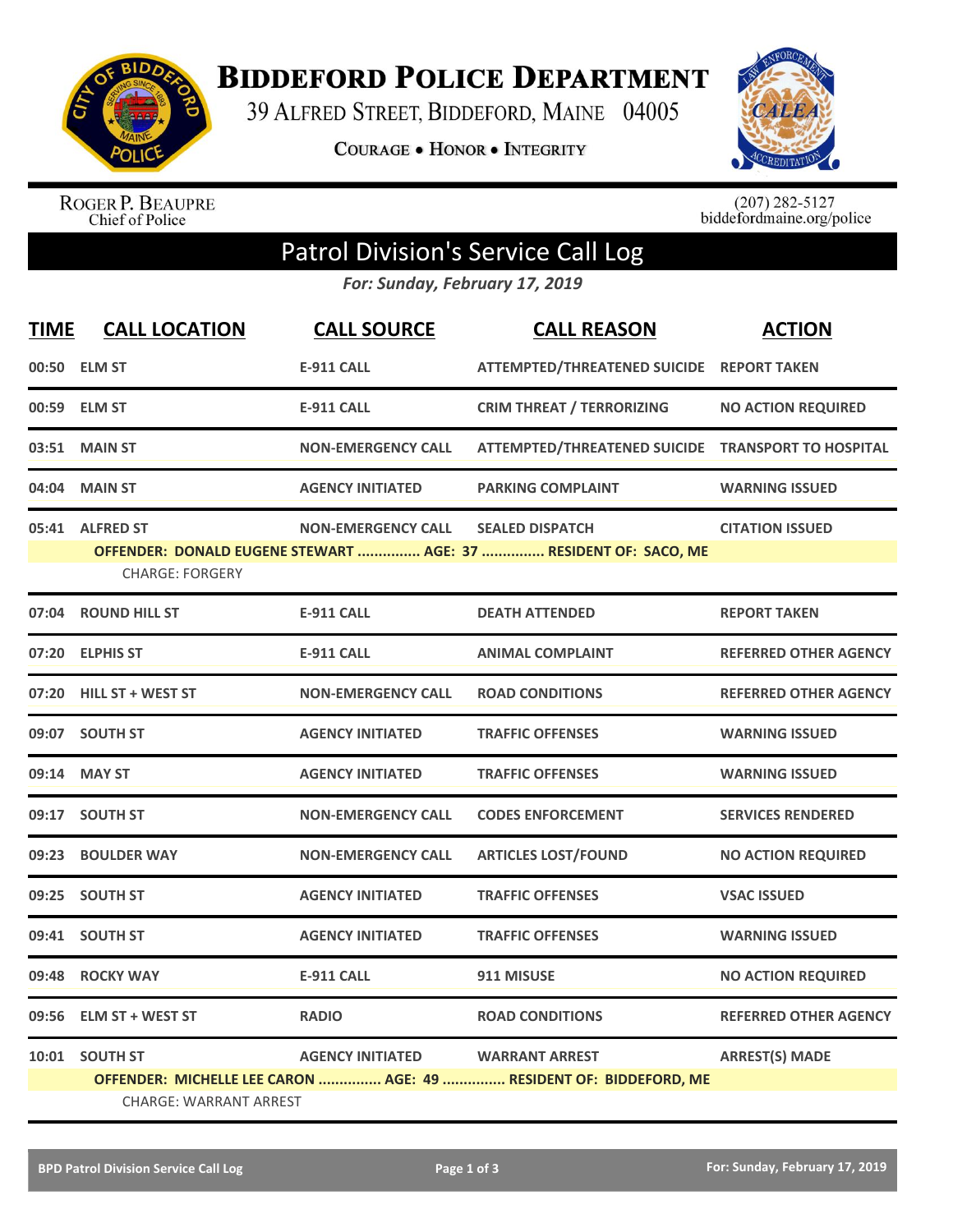# BIDDEFORD POLICE DEPARTMENT

39 ALFRED STREET, BIDDEFORD, MAINE 04005

COURAGE • HONOR • INTEGRITY

ROGER P. BEAUPRE
Chief of Police

(207) 282-5127
biddefordmaine.org/police

## Patrol Division's Service Call Log

*For: Sunday, February 17, 2019*

| TIME | CALL LOCATION | CALL SOURCE | CALL REASON | ACTION |
|---|---|---|---|---|
| 00:50 | ELM ST | E-911 CALL | ATTEMPTED/THREATENED SUICIDE | REPORT TAKEN |
| 00:59 | ELM ST | E-911 CALL | CRIM THREAT / TERRORIZING | NO ACTION REQUIRED |
| 03:51 | MAIN ST | NON-EMERGENCY CALL | ATTEMPTED/THREATENED SUICIDE | TRANSPORT TO HOSPITAL |
| 04:04 | MAIN ST | AGENCY INITIATED | PARKING COMPLAINT | WARNING ISSUED |
| 05:41 | ALFRED ST | NON-EMERGENCY CALL | SEALED DISPATCH | CITATION ISSUED |
| | OFFENDER: DONALD EUGENE STEWART ............... AGE: 37 ............... RESIDENT OF: SACO, ME | | | |
| | CHARGE: FORGERY | | | |
| 07:04 | ROUND HILL ST | E-911 CALL | DEATH ATTENDED | REPORT TAKEN |
| 07:20 | ELPHIS ST | E-911 CALL | ANIMAL COMPLAINT | REFERRED OTHER AGENCY |
| 07:20 | HILL ST + WEST ST | NON-EMERGENCY CALL | ROAD CONDITIONS | REFERRED OTHER AGENCY |
| 09:07 | SOUTH ST | AGENCY INITIATED | TRAFFIC OFFENSES | WARNING ISSUED |
| 09:14 | MAY ST | AGENCY INITIATED | TRAFFIC OFFENSES | WARNING ISSUED |
| 09:17 | SOUTH ST | NON-EMERGENCY CALL | CODES ENFORCEMENT | SERVICES RENDERED |
| 09:23 | BOULDER WAY | NON-EMERGENCY CALL | ARTICLES LOST/FOUND | NO ACTION REQUIRED |
| 09:25 | SOUTH ST | AGENCY INITIATED | TRAFFIC OFFENSES | VSAC ISSUED |
| 09:41 | SOUTH ST | AGENCY INITIATED | TRAFFIC OFFENSES | WARNING ISSUED |
| 09:48 | ROCKY WAY | E-911 CALL | 911 MISUSE | NO ACTION REQUIRED |
| 09:56 | ELM ST + WEST ST | RADIO | ROAD CONDITIONS | REFERRED OTHER AGENCY |
| 10:01 | SOUTH ST | AGENCY INITIATED | WARRANT ARREST | ARREST(S) MADE |
| | OFFENDER: MICHELLE LEE CARON ............... AGE: 49 ............... RESIDENT OF: BIDDEFORD, ME | | | |
| | CHARGE: WARRANT ARREST | | | |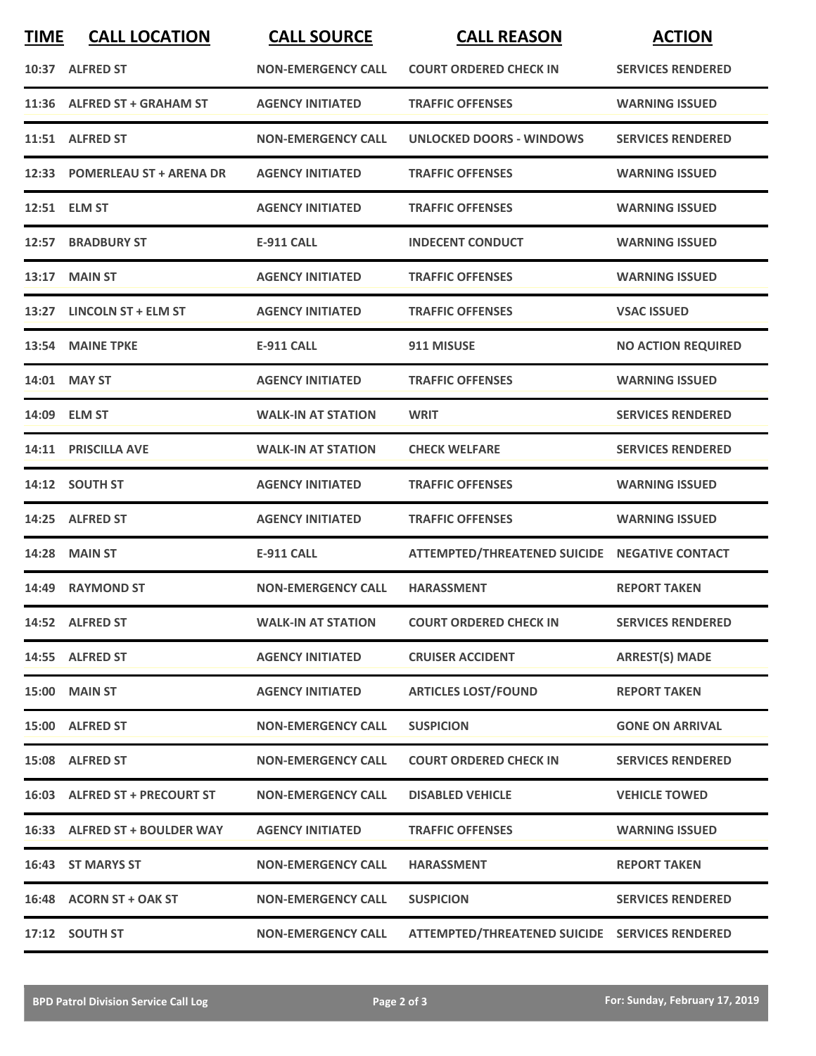| TIME | CALL LOCATION | CALL SOURCE | CALL REASON | ACTION |
|---|---|---|---|---|
| 10:37 | ALFRED ST | NON-EMERGENCY CALL | COURT ORDERED CHECK IN | SERVICES RENDERED |
| 11:36 | ALFRED ST + GRAHAM ST | AGENCY INITIATED | TRAFFIC OFFENSES | WARNING ISSUED |
| 11:51 | ALFRED ST | NON-EMERGENCY CALL | UNLOCKED DOORS - WINDOWS | SERVICES RENDERED |
| 12:33 | POMERLEAU ST + ARENA DR | AGENCY INITIATED | TRAFFIC OFFENSES | WARNING ISSUED |
| 12:51 | ELM ST | AGENCY INITIATED | TRAFFIC OFFENSES | WARNING ISSUED |
| 12:57 | BRADBURY ST | E-911 CALL | INDECENT CONDUCT | WARNING ISSUED |
| 13:17 | MAIN ST | AGENCY INITIATED | TRAFFIC OFFENSES | WARNING ISSUED |
| 13:27 | LINCOLN ST + ELM ST | AGENCY INITIATED | TRAFFIC OFFENSES | VSAC ISSUED |
| 13:54 | MAINE TPKE | E-911 CALL | 911 MISUSE | NO ACTION REQUIRED |
| 14:01 | MAY ST | AGENCY INITIATED | TRAFFIC OFFENSES | WARNING ISSUED |
| 14:09 | ELM ST | WALK-IN AT STATION | WRIT | SERVICES RENDERED |
| 14:11 | PRISCILLA AVE | WALK-IN AT STATION | CHECK WELFARE | SERVICES RENDERED |
| 14:12 | SOUTH ST | AGENCY INITIATED | TRAFFIC OFFENSES | WARNING ISSUED |
| 14:25 | ALFRED ST | AGENCY INITIATED | TRAFFIC OFFENSES | WARNING ISSUED |
| 14:28 | MAIN ST | E-911 CALL | ATTEMPTED/THREATENED SUICIDE | NEGATIVE CONTACT |
| 14:49 | RAYMOND ST | NON-EMERGENCY CALL | HARASSMENT | REPORT TAKEN |
| 14:52 | ALFRED ST | WALK-IN AT STATION | COURT ORDERED CHECK IN | SERVICES RENDERED |
| 14:55 | ALFRED ST | AGENCY INITIATED | CRUISER ACCIDENT | ARREST(S) MADE |
| 15:00 | MAIN ST | AGENCY INITIATED | ARTICLES LOST/FOUND | REPORT TAKEN |
| 15:00 | ALFRED ST | NON-EMERGENCY CALL | SUSPICION | GONE ON ARRIVAL |
| 15:08 | ALFRED ST | NON-EMERGENCY CALL | COURT ORDERED CHECK IN | SERVICES RENDERED |
| 16:03 | ALFRED ST + PRECOURT ST | NON-EMERGENCY CALL | DISABLED VEHICLE | VEHICLE TOWED |
| 16:33 | ALFRED ST + BOULDER WAY | AGENCY INITIATED | TRAFFIC OFFENSES | WARNING ISSUED |
| 16:43 | ST MARYS ST | NON-EMERGENCY CALL | HARASSMENT | REPORT TAKEN |
| 16:48 | ACORN ST + OAK ST | NON-EMERGENCY CALL | SUSPICION | SERVICES RENDERED |
| 17:12 | SOUTH ST | NON-EMERGENCY CALL | ATTEMPTED/THREATENED SUICIDE | SERVICES RENDERED |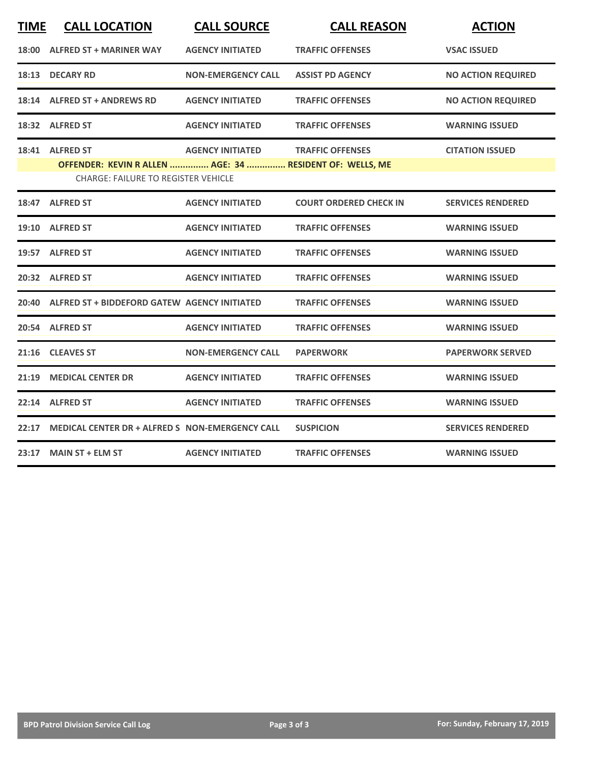| TIME | CALL LOCATION | CALL SOURCE | CALL REASON | ACTION |
| --- | --- | --- | --- | --- |
| 18:00 | ALFRED ST + MARINER WAY | AGENCY INITIATED | TRAFFIC OFFENSES | VSAC ISSUED |
| 18:13 | DECARY RD | NON-EMERGENCY CALL | ASSIST PD AGENCY | NO ACTION REQUIRED |
| 18:14 | ALFRED ST + ANDREWS RD | AGENCY INITIATED | TRAFFIC OFFENSES | NO ACTION REQUIRED |
| 18:32 | ALFRED ST | AGENCY INITIATED | TRAFFIC OFFENSES | WARNING ISSUED |
| 18:41 | ALFRED ST | AGENCY INITIATED | TRAFFIC OFFENSES | CITATION ISSUED |
| | **OFFENDER: KEVIN R ALLEN ............... AGE: 34 ............... RESIDENT OF: WELLS, ME** | | | |
| | CHARGE: FAILURE TO REGISTER VEHICLE | | | |
| 18:47 | ALFRED ST | AGENCY INITIATED | COURT ORDERED CHECK IN | SERVICES RENDERED |
| 19:10 | ALFRED ST | AGENCY INITIATED | TRAFFIC OFFENSES | WARNING ISSUED |
| 19:57 | ALFRED ST | AGENCY INITIATED | TRAFFIC OFFENSES | WARNING ISSUED |
| 20:32 | ALFRED ST | AGENCY INITIATED | TRAFFIC OFFENSES | WARNING ISSUED |
| 20:40 | ALFRED ST + BIDDEFORD GATEW | AGENCY INITIATED | TRAFFIC OFFENSES | WARNING ISSUED |
| 20:54 | ALFRED ST | AGENCY INITIATED | TRAFFIC OFFENSES | WARNING ISSUED |
| 21:16 | CLEAVES ST | NON-EMERGENCY CALL | PAPERWORK | PAPERWORK SERVED |
| 21:19 | MEDICAL CENTER DR | AGENCY INITIATED | TRAFFIC OFFENSES | WARNING ISSUED |
| 22:14 | ALFRED ST | AGENCY INITIATED | TRAFFIC OFFENSES | WARNING ISSUED |
| 22:17 | MEDICAL CENTER DR + ALFRED S | NON-EMERGENCY CALL | SUSPICION | SERVICES RENDERED |
| 23:17 | MAIN ST + ELM ST | AGENCY INITIATED | TRAFFIC OFFENSES | WARNING ISSUED |